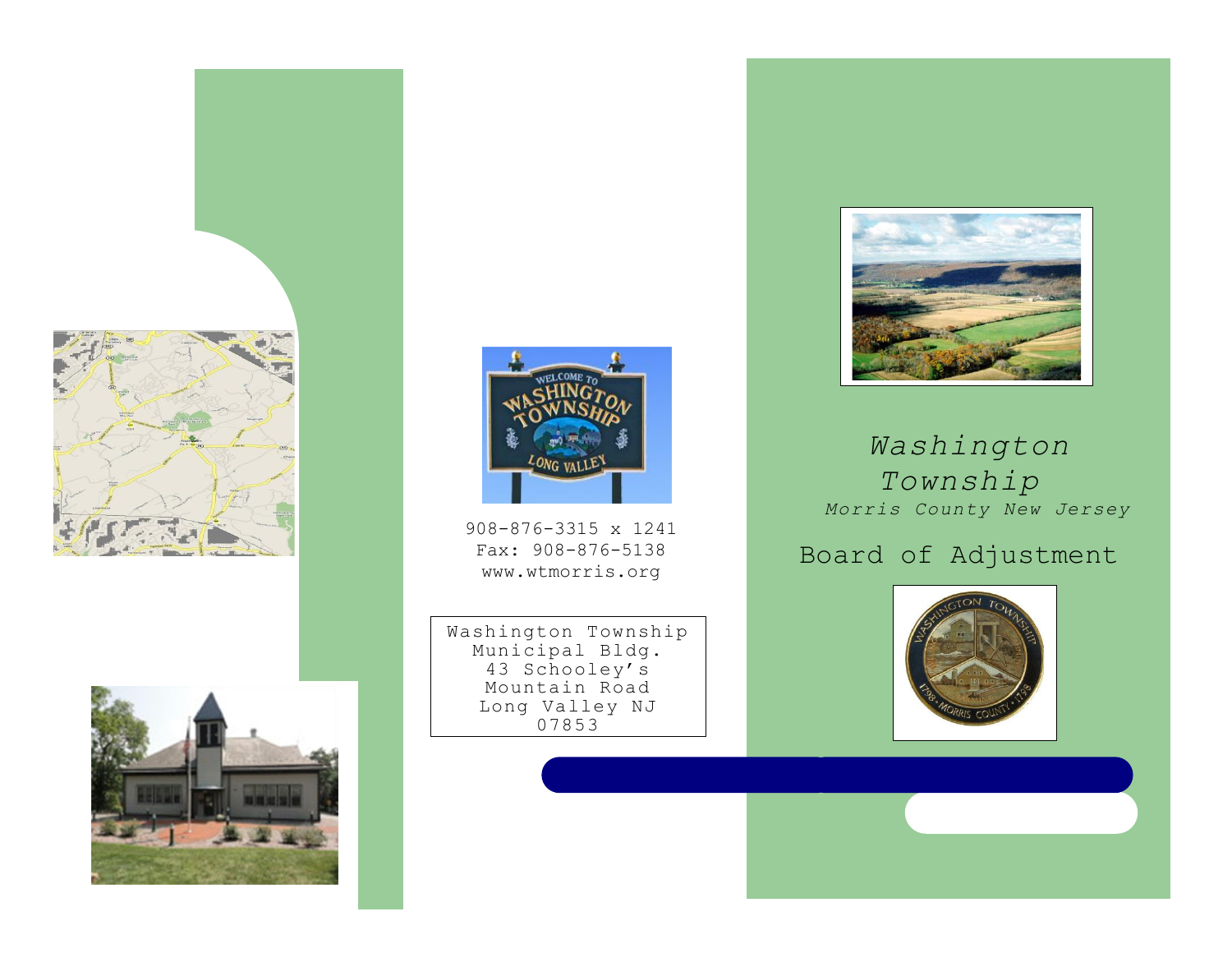908-876-3315 x 1241
Fax: 908-876-5138
www.wtmorris.org

Washington Township
Municipal Bldg.
43 Schooley's
Mountain Road
Long Valley NJ
07853

# *Washington Township*

*Morris County New Jersey*

## Board of Adjustment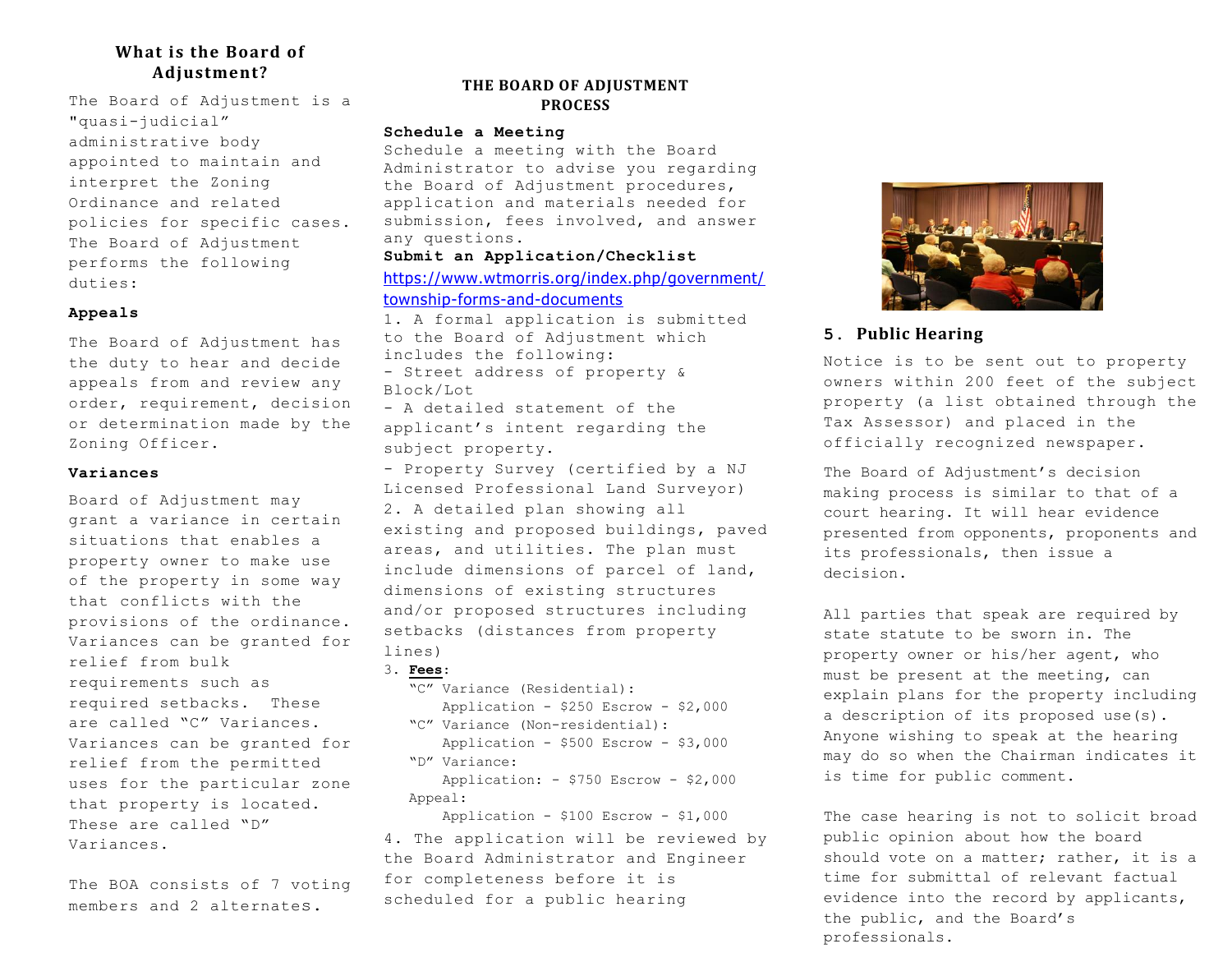## What is the Board of Adjustment?

The Board of Adjustment is a "quasi-judicial" administrative body appointed to maintain and interpret the Zoning Ordinance and related policies for specific cases. The Board of Adjustment performs the following duties:

**Appeals**

The Board of Adjustment has the duty to hear and decide appeals from and review any order, requirement, decision or determination made by the Zoning Officer.

**Variances**

Board of Adjustment may grant a variance in certain situations that enables a property owner to make use of the property in some way that conflicts with the provisions of the ordinance. Variances can be granted for relief from bulk requirements such as required setbacks. These are called "C" Variances. Variances can be granted for relief from the permitted uses for the particular zone that property is located. These are called "D" Variances.

The BOA consists of 7 voting members and 2 alternates.

## THE BOARD OF ADJUSTMENT PROCESS

**Schedule a Meeting**

Schedule a meeting with the Board Administrator to advise you regarding the Board of Adjustment procedures, application and materials needed for submission, fees involved, and answer any questions.

**Submit an Application/Checklist**

https://www.wtmorris.org/index.php/government/township-forms-and-documents

1. A formal application is submitted to the Board of Adjustment which includes the following:
- Street address of property & Block/Lot
- A detailed statement of the applicant's intent regarding the subject property.
- Property Survey (certified by a NJ Licensed Professional Land Surveyor)

2. A detailed plan showing all existing and proposed buildings, paved areas, and utilities. The plan must include dimensions of parcel of land, dimensions of existing structures and/or proposed structures including setbacks (distances from property lines)

3. **Fees**:
   - "C" Variance (Residential):
     - Application - $250 Escrow - $2,000
   - "C" Variance (Non-residential):
     - Application - $500 Escrow - $3,000
   - "D" Variance:
     - Application: - $750 Escrow - $2,000
   - Appeal:
     - Application - $100 Escrow - $1,000

4. The application will be reviewed by the Board Administrator and Engineer for completeness before it is scheduled for a public hearing

### 5. Public Hearing

Notice is to be sent out to property owners within 200 feet of the subject property (a list obtained through the Tax Assessor) and placed in the officially recognized newspaper.

The Board of Adjustment's decision making process is similar to that of a court hearing. It will hear evidence presented from opponents, proponents and its professionals, then issue a decision.

All parties that speak are required by state statute to be sworn in. The property owner or his/her agent, who must be present at the meeting, can explain plans for the property including a description of its proposed use(s). Anyone wishing to speak at the hearing may do so when the Chairman indicates it is time for public comment.

The case hearing is not to solicit broad public opinion about how the board should vote on a matter; rather, it is a time for submittal of relevant factual evidence into the record by applicants, the public, and the Board's professionals.